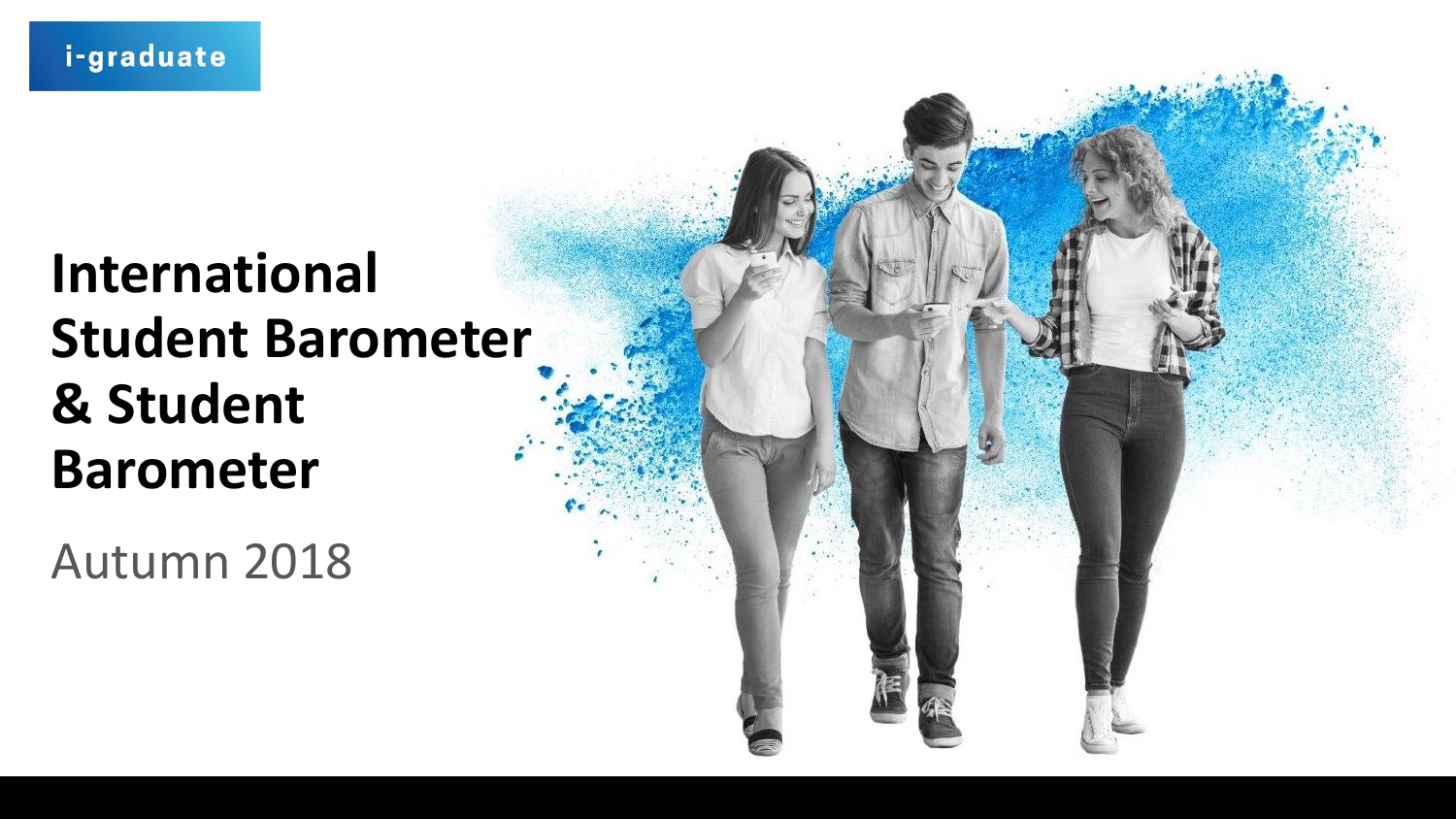i-graduate

# International Student Barometer & Student Barometer

Autumn 2018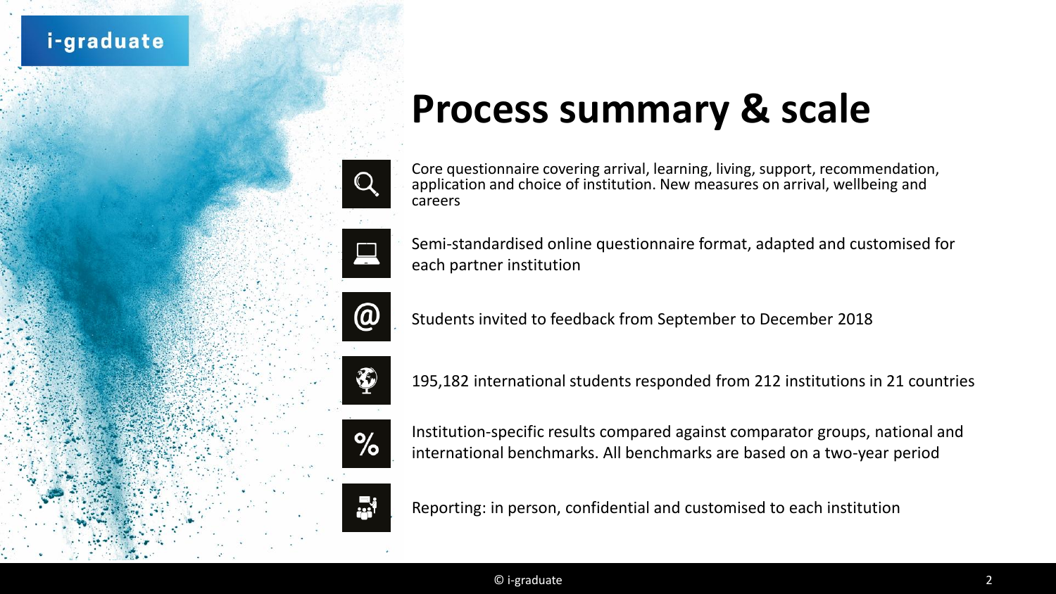# Process summary & scale

- Core questionnaire covering arrival, learning, living, support, recommendation, application and choice of institution. New measures on arrival, wellbeing and careers
- Semi-standardised online questionnaire format, adapted and customised for each partner institution
- Students invited to feedback from September to December 2018
- 195,182 international students responded from 212 institutions in 21 countries
- Institution-specific results compared against comparator groups, national and international benchmarks. All benchmarks are based on a two-year period
- Reporting: in person, confidential and customised to each institution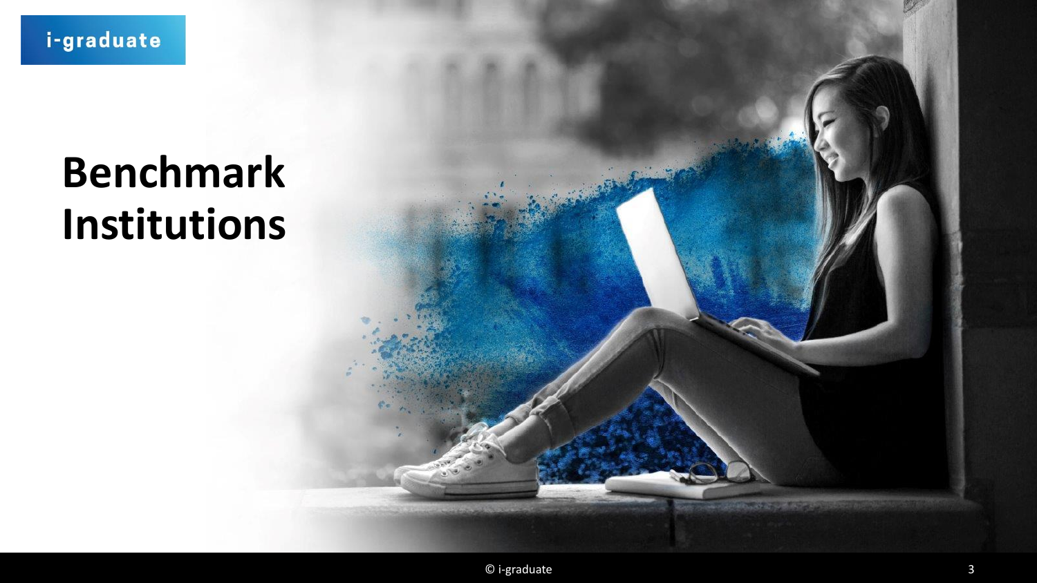# Benchmark Institutions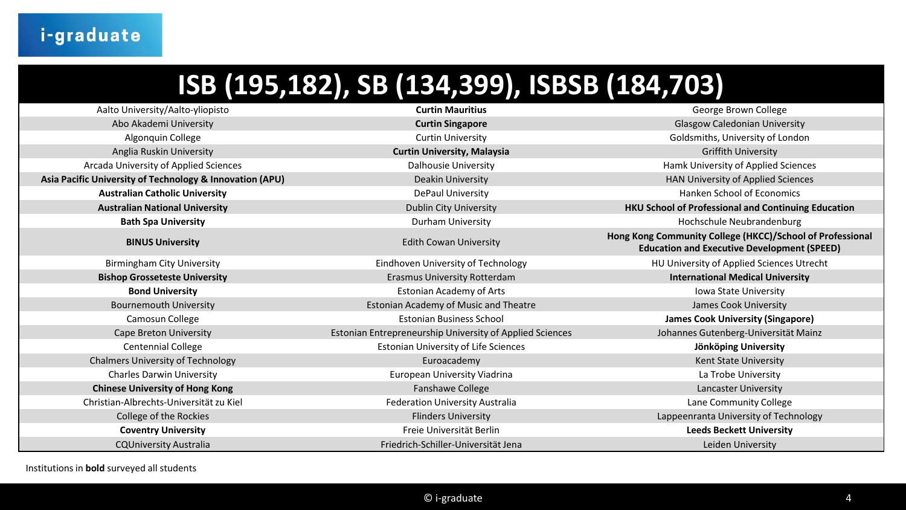# ISB (195,182), SB (134,399), ISBSB (184,703)

| | | |
|---|---|---|
| Aalto University/Aalto-yliopisto | **Curtin Mauritius** | George Brown College |
| Abo Akademi University | **Curtin Singapore** | Glasgow Caledonian University |
| Algonquin College | Curtin University | Goldsmiths, University of London |
| Anglia Ruskin University | **Curtin University, Malaysia** | Griffith University |
| Arcada University of Applied Sciences | Dalhousie University | Hamk University of Applied Sciences |
| **Asia Pacific University of Technology & Innovation (APU)** | Deakin University | HAN University of Applied Sciences |
| **Australian Catholic University** | DePaul University | Hanken School of Economics |
| **Australian National University** | Dublin City University | **HKU School of Professional and Continuing Education** |
| **Bath Spa University** | Durham University | Hochschule Neubrandenburg |
| **BINUS University** | Edith Cowan University | **Hong Kong Community College (HKCC)/School of Professional Education and Executive Development (SPEED)** |
| Birmingham City University | Eindhoven University of Technology | HU University of Applied Sciences Utrecht |
| **Bishop Grosseteste University** | Erasmus University Rotterdam | **International Medical University** |
| **Bond University** | Estonian Academy of Arts | Iowa State University |
| Bournemouth University | Estonian Academy of Music and Theatre | James Cook University |
| Camosun College | Estonian Business School | **James Cook University (Singapore)** |
| Cape Breton University | Estonian Entrepreneurship University of Applied Sciences | Johannes Gutenberg-Universität Mainz |
| Centennial College | Estonian University of Life Sciences | **Jönköping University** |
| Chalmers University of Technology | Euroacademy | Kent State University |
| Charles Darwin University | European University Viadrina | La Trobe University |
| **Chinese University of Hong Kong** | Fanshawe College | Lancaster University |
| Christian-Albrechts-Universität zu Kiel | Federation University Australia | Lane Community College |
| College of the Rockies | Flinders University | Lappeenranta University of Technology |
| **Coventry University** | Freie Universität Berlin | **Leeds Beckett University** |
| CQUniversity Australia | Friedrich-Schiller-Universität Jena | Leiden University |

Institutions in **bold** surveyed all students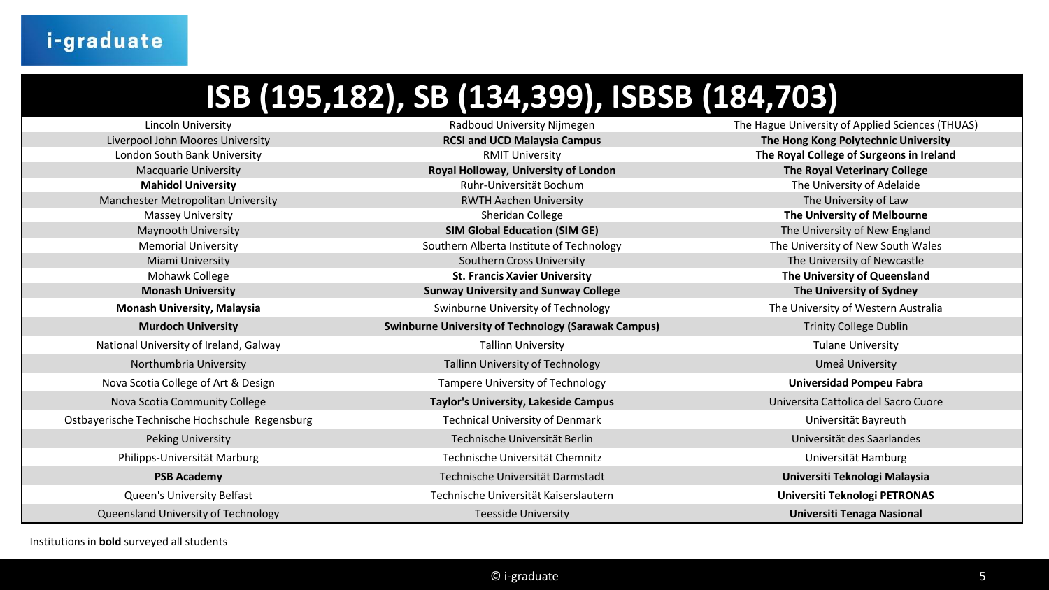# ISB (195,182), SB (134,399), ISBSB (184,703)

| | | |
|---|---|---|
| Lincoln University | Radboud University Nijmegen | The Hague University of Applied Sciences (THUAS) |
| Liverpool John Moores University | **RCSI and UCD Malaysia Campus** | **The Hong Kong Polytechnic University** |
| London South Bank University | RMIT University | **The Royal College of Surgeons in Ireland** |
| Macquarie University | **Royal Holloway, University of London** | **The Royal Veterinary College** |
| **Mahidol University** | Ruhr-Universität Bochum | The University of Adelaide |
| Manchester Metropolitan University | RWTH Aachen University | The University of Law |
| Massey University | Sheridan College | **The University of Melbourne** |
| Maynooth University | **SIM Global Education (SIM GE)** | The University of New England |
| Memorial University | Southern Alberta Institute of Technology | The University of New South Wales |
| Miami University | Southern Cross University | The University of Newcastle |
| Mohawk College | **St. Francis Xavier University** | **The University of Queensland** |
| **Monash University** | **Sunway University and Sunway College** | **The University of Sydney** |
| **Monash University, Malaysia** | Swinburne University of Technology | The University of Western Australia |
| **Murdoch University** | **Swinburne University of Technology (Sarawak Campus)** | Trinity College Dublin |
| National University of Ireland, Galway | Tallinn University | Tulane University |
| Northumbria University | Tallinn University of Technology | Umeå University |
| Nova Scotia College of Art & Design | Tampere University of Technology | **Universidad Pompeu Fabra** |
| Nova Scotia Community College | **Taylor's University, Lakeside Campus** | Universita Cattolica del Sacro Cuore |
| Ostbayerische Technische Hochschule Regensburg | Technical University of Denmark | Universität Bayreuth |
| Peking University | Technische Universität Berlin | Universität des Saarlandes |
| Philipps-Universität Marburg | Technische Universität Chemnitz | Universität Hamburg |
| **PSB Academy** | Technische Universität Darmstadt | **Universiti Teknologi Malaysia** |
| Queen's University Belfast | Technische Universität Kaiserslautern | **Universiti Teknologi PETRONAS** |
| Queensland University of Technology | Teesside University | **Universiti Tenaga Nasional** |

Institutions in **bold** surveyed all students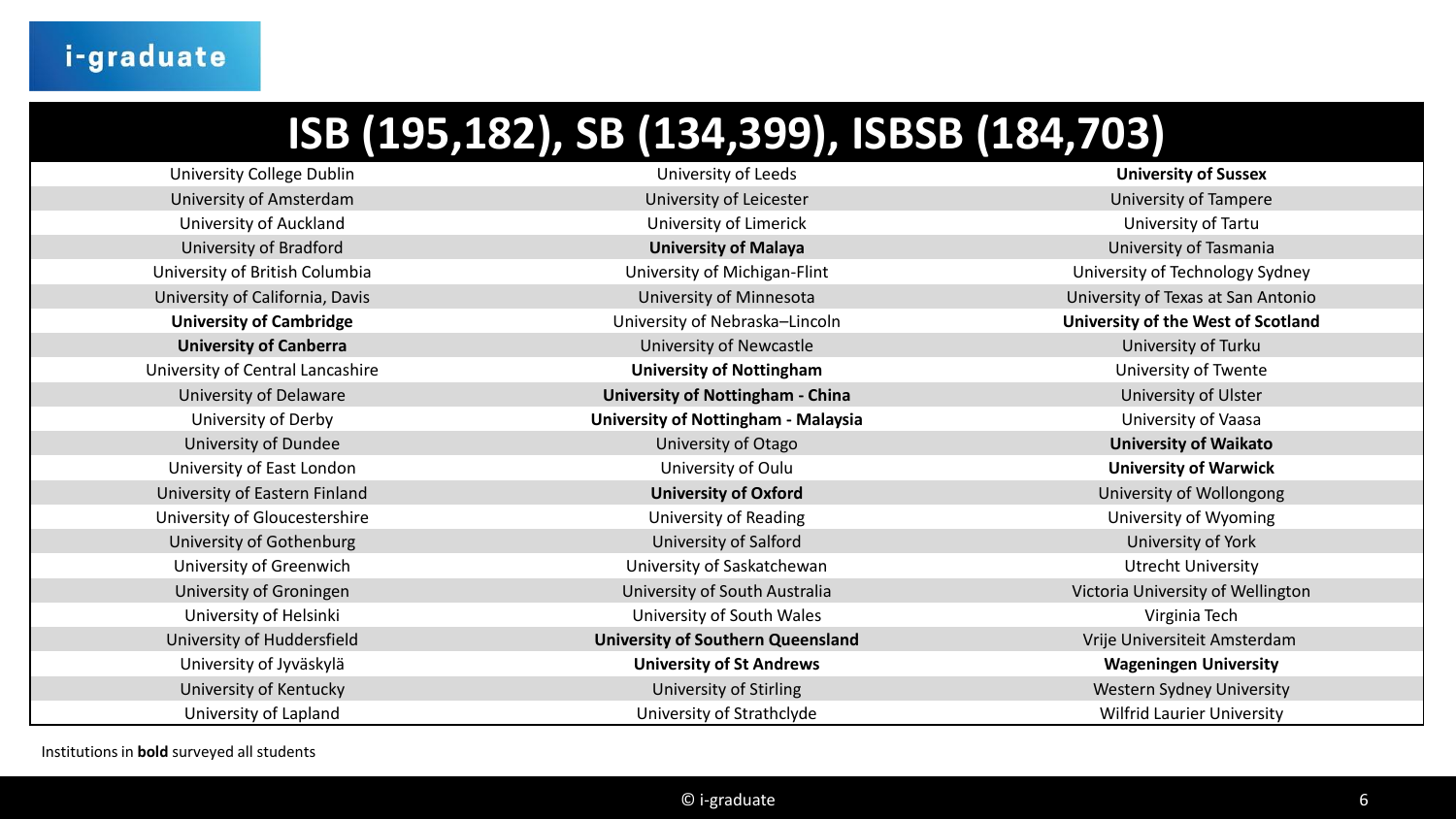# ISB (195,182), SB (134,399), ISBSB (184,703)

| | | |
|---|---|---|
| University College Dublin | University of Leeds | **University of Sussex** |
| University of Amsterdam | University of Leicester | University of Tampere |
| University of Auckland | University of Limerick | University of Tartu |
| University of Bradford | **University of Malaya** | University of Tasmania |
| University of British Columbia | University of Michigan-Flint | University of Technology Sydney |
| University of California, Davis | University of Minnesota | University of Texas at San Antonio |
| **University of Cambridge** | University of Nebraska–Lincoln | **University of the West of Scotland** |
| **University of Canberra** | University of Newcastle | University of Turku |
| University of Central Lancashire | **University of Nottingham** | University of Twente |
| University of Delaware | **University of Nottingham - China** | University of Ulster |
| University of Derby | **University of Nottingham - Malaysia** | University of Vaasa |
| University of Dundee | University of Otago | **University of Waikato** |
| University of East London | University of Oulu | **University of Warwick** |
| University of Eastern Finland | **University of Oxford** | University of Wollongong |
| University of Gloucestershire | University of Reading | University of Wyoming |
| University of Gothenburg | University of Salford | University of York |
| University of Greenwich | University of Saskatchewan | Utrecht University |
| University of Groningen | University of South Australia | Victoria University of Wellington |
| University of Helsinki | University of South Wales | Virginia Tech |
| University of Huddersfield | **University of Southern Queensland** | Vrije Universiteit Amsterdam |
| University of Jyväskylä | **University of St Andrews** | **Wageningen University** |
| University of Kentucky | University of Stirling | Western Sydney University |
| University of Lapland | University of Strathclyde | Wilfrid Laurier University |

Institutions in **bold** surveyed all students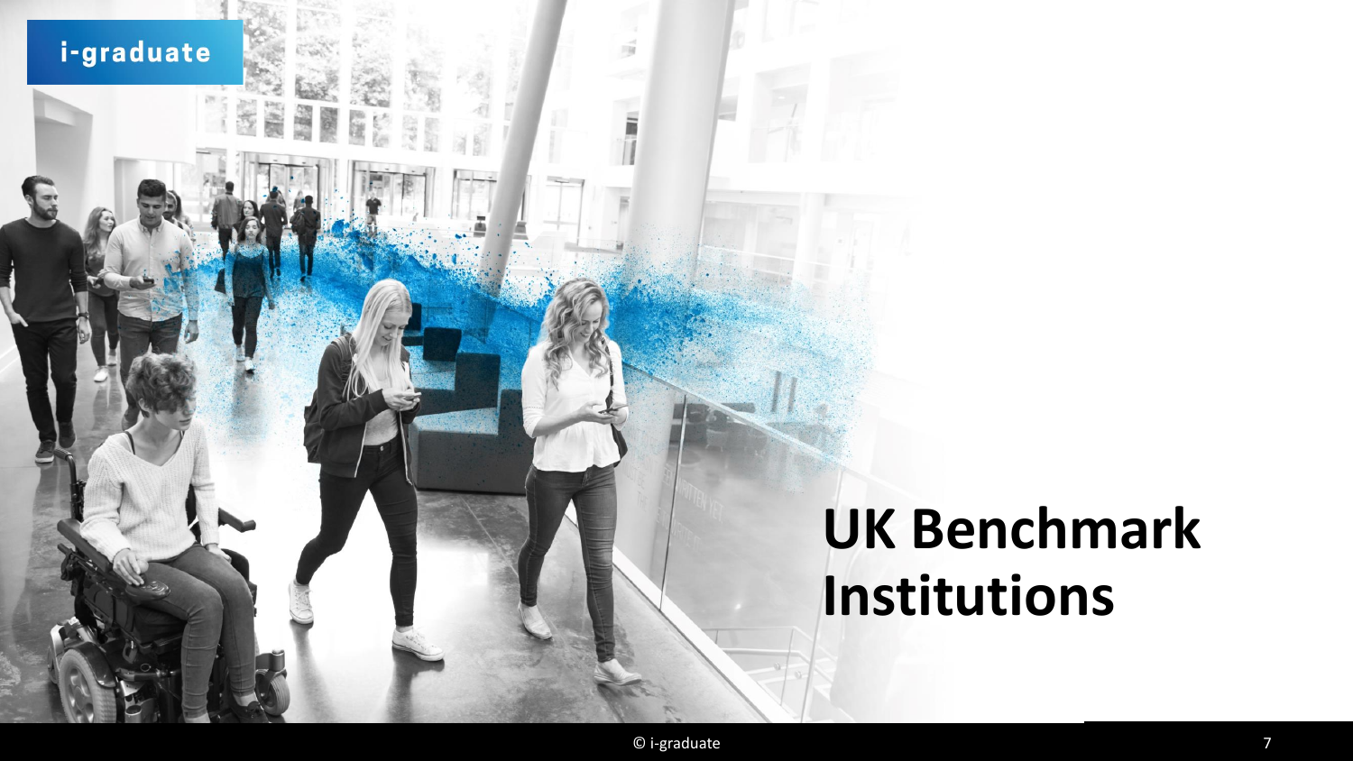# UK Benchmark Institutions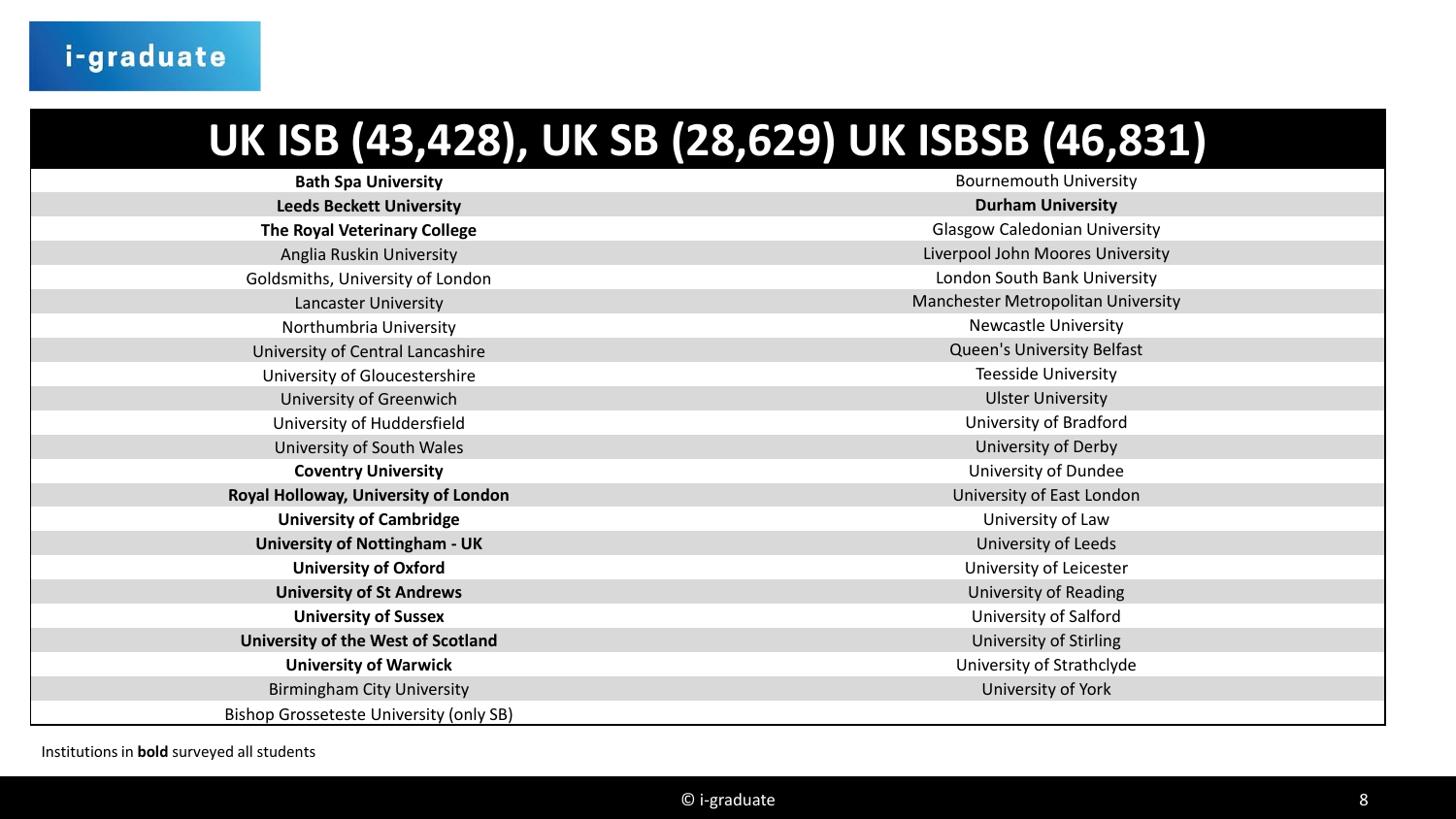# UK ISB (43,428), UK SB (28,629) UK ISBSB (46,831)

| | |
|---|---|
| **Bath Spa University** | Bournemouth University |
| **Leeds Beckett University** | **Durham University** |
| **The Royal Veterinary College** | Glasgow Caledonian University |
| Anglia Ruskin University | Liverpool John Moores University |
| Goldsmiths, University of London | London South Bank University |
| Lancaster University | Manchester Metropolitan University |
| Northumbria University | Newcastle University |
| University of Central Lancashire | Queen's University Belfast |
| University of Gloucestershire | Teesside University |
| University of Greenwich | Ulster University |
| University of Huddersfield | University of Bradford |
| University of South Wales | University of Derby |
| **Coventry University** | University of Dundee |
| **Royal Holloway, University of London** | University of East London |
| **University of Cambridge** | University of Law |
| **University of Nottingham - UK** | University of Leeds |
| **University of Oxford** | University of Leicester |
| **University of St Andrews** | University of Reading |
| **University of Sussex** | University of Salford |
| **University of the West of Scotland** | University of Stirling |
| **University of Warwick** | University of Strathclyde |
| Birmingham City University | University of York |
| Bishop Grosseteste University (only SB) | |

Institutions in **bold** surveyed all students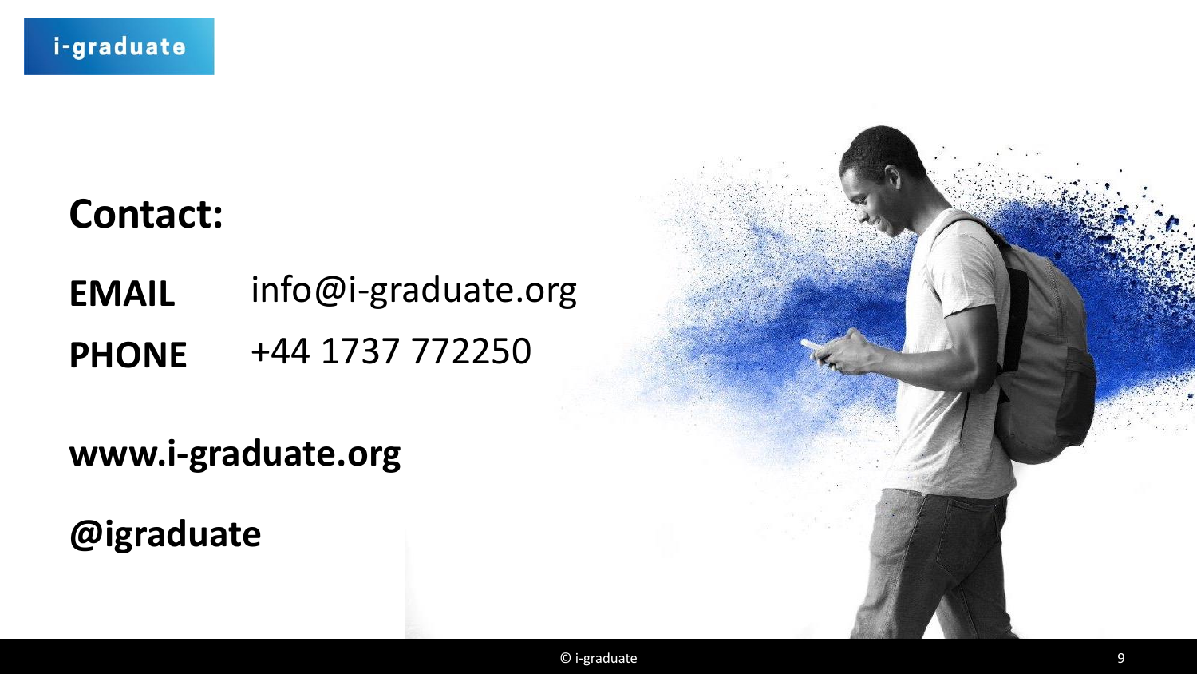## Contact:

**EMAIL** info@i-graduate.org

**PHONE** +44 1737 772250

**www.i-graduate.org**

**@igraduate**